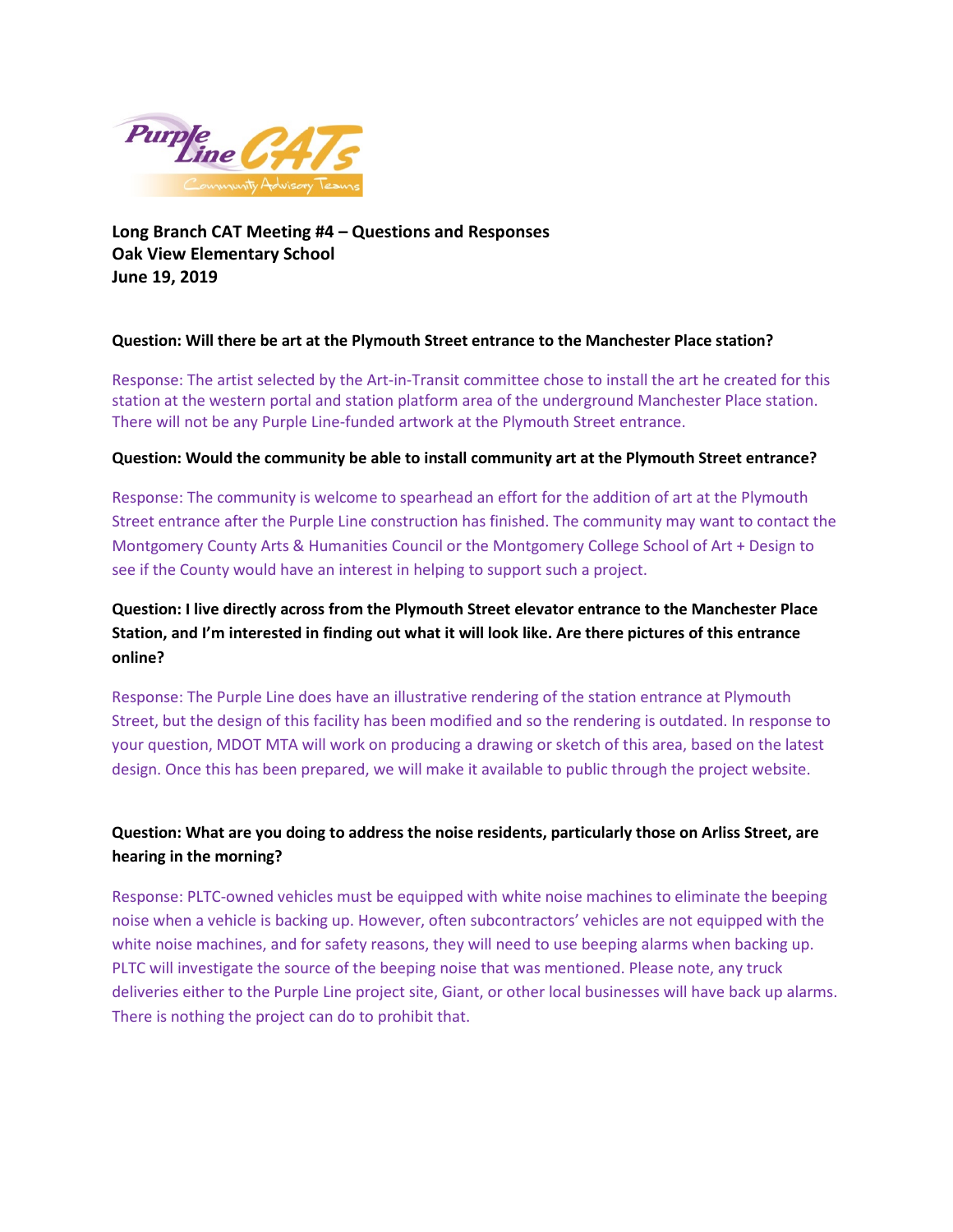**Long Branch CAT Meeting #4 – Questions and Responses**
**Oak View Elementary School**
**June 19, 2019**

**Question: Will there be art at the Plymouth Street entrance to the Manchester Place station?**

Response: The artist selected by the Art-in-Transit committee chose to install the art he created for this station at the western portal and station platform area of the underground Manchester Place station. There will not be any Purple Line-funded artwork at the Plymouth Street entrance.

**Question: Would the community be able to install community art at the Plymouth Street entrance?**

Response: The community is welcome to spearhead an effort for the addition of art at the Plymouth Street entrance after the Purple Line construction has finished. The community may want to contact the Montgomery County Arts & Humanities Council or the Montgomery College School of Art + Design to see if the County would have an interest in helping to support such a project.

**Question: I live directly across from the Plymouth Street elevator entrance to the Manchester Place Station, and I'm interested in finding out what it will look like. Are there pictures of this entrance online?**

Response: The Purple Line does have an illustrative rendering of the station entrance at Plymouth Street, but the design of this facility has been modified and so the rendering is outdated. In response to your question, MDOT MTA will work on producing a drawing or sketch of this area, based on the latest design. Once this has been prepared, we will make it available to public through the project website.

**Question: What are you doing to address the noise residents, particularly those on Arliss Street, are hearing in the morning?**

Response: PLTC-owned vehicles must be equipped with white noise machines to eliminate the beeping noise when a vehicle is backing up. However, often subcontractors' vehicles are not equipped with the white noise machines, and for safety reasons, they will need to use beeping alarms when backing up. PLTC will investigate the source of the beeping noise that was mentioned. Please note, any truck deliveries either to the Purple Line project site, Giant, or other local businesses will have back up alarms. There is nothing the project can do to prohibit that.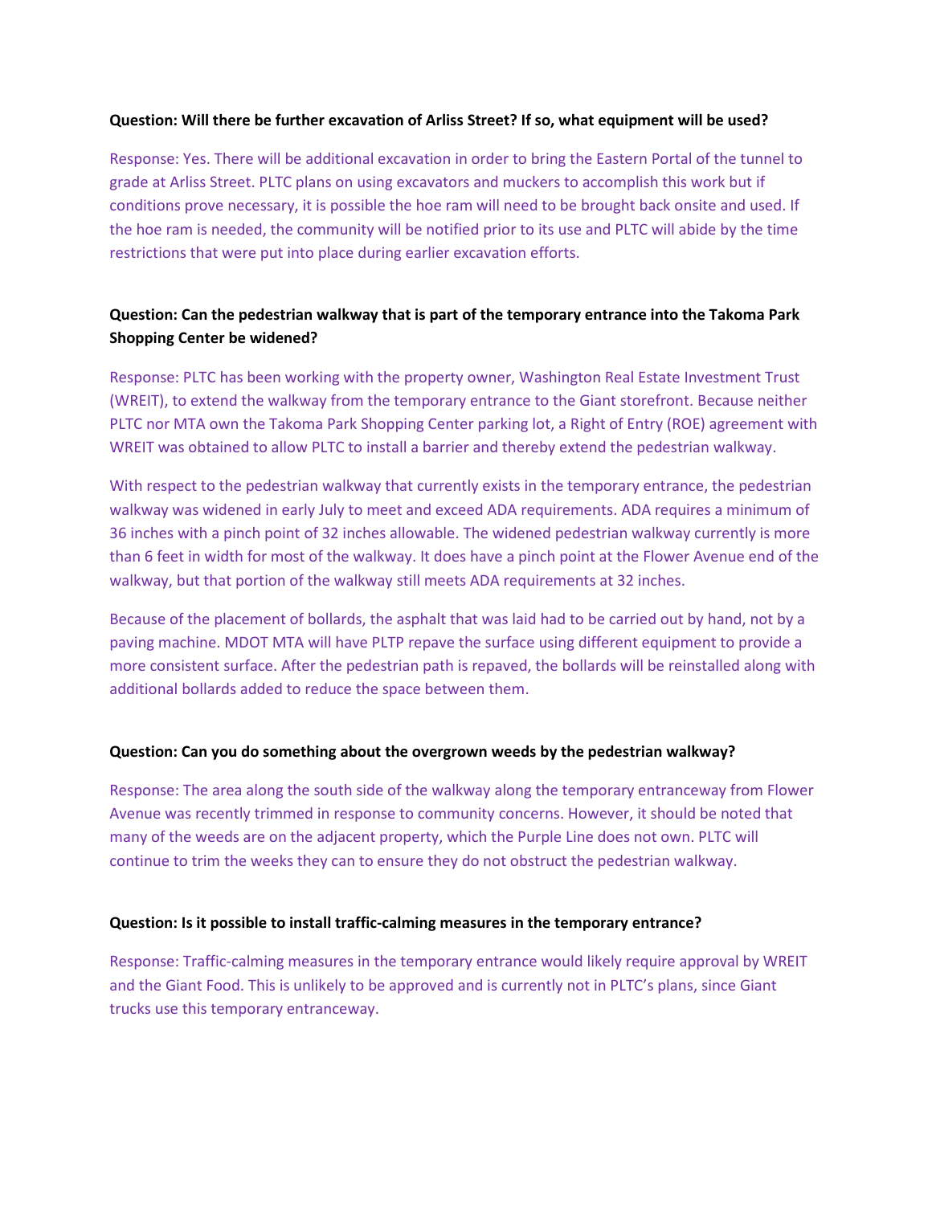**Question: Will there be further excavation of Arliss Street? If so, what equipment will be used?**

Response: Yes. There will be additional excavation in order to bring the Eastern Portal of the tunnel to grade at Arliss Street. PLTC plans on using excavators and muckers to accomplish this work but if conditions prove necessary, it is possible the hoe ram will need to be brought back onsite and used. If the hoe ram is needed, the community will be notified prior to its use and PLTC will abide by the time restrictions that were put into place during earlier excavation efforts.

**Question: Can the pedestrian walkway that is part of the temporary entrance into the Takoma Park Shopping Center be widened?**

Response: PLTC has been working with the property owner, Washington Real Estate Investment Trust (WREIT), to extend the walkway from the temporary entrance to the Giant storefront. Because neither PLTC nor MTA own the Takoma Park Shopping Center parking lot, a Right of Entry (ROE) agreement with WREIT was obtained to allow PLTC to install a barrier and thereby extend the pedestrian walkway.

With respect to the pedestrian walkway that currently exists in the temporary entrance, the pedestrian walkway was widened in early July to meet and exceed ADA requirements. ADA requires a minimum of 36 inches with a pinch point of 32 inches allowable. The widened pedestrian walkway currently is more than 6 feet in width for most of the walkway. It does have a pinch point at the Flower Avenue end of the walkway, but that portion of the walkway still meets ADA requirements at 32 inches.

Because of the placement of bollards, the asphalt that was laid had to be carried out by hand, not by a paving machine. MDOT MTA will have PLTP repave the surface using different equipment to provide a more consistent surface. After the pedestrian path is repaved, the bollards will be reinstalled along with additional bollards added to reduce the space between them.

**Question: Can you do something about the overgrown weeds by the pedestrian walkway?**

Response: The area along the south side of the walkway along the temporary entranceway from Flower Avenue was recently trimmed in response to community concerns. However, it should be noted that many of the weeds are on the adjacent property, which the Purple Line does not own. PLTC will continue to trim the weeks they can to ensure they do not obstruct the pedestrian walkway.

**Question: Is it possible to install traffic-calming measures in the temporary entrance?**

Response: Traffic-calming measures in the temporary entrance would likely require approval by WREIT and the Giant Food. This is unlikely to be approved and is currently not in PLTC's plans, since Giant trucks use this temporary entranceway.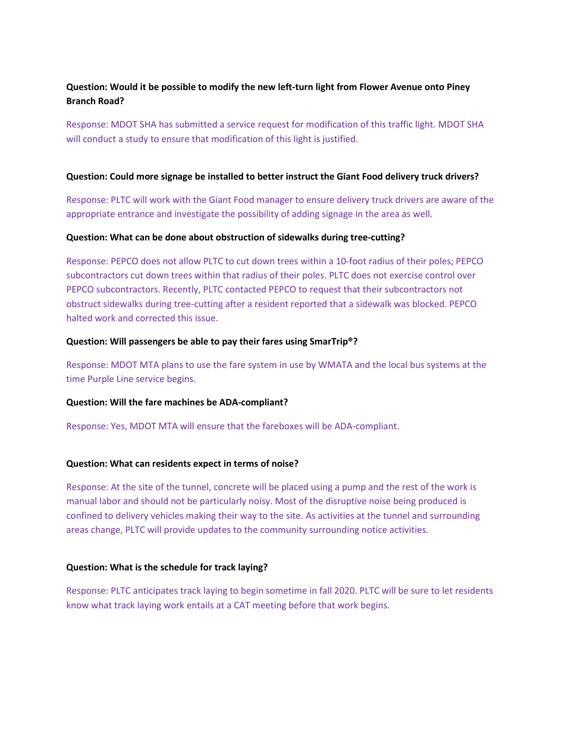**Question: Would it be possible to modify the new left-turn light from Flower Avenue onto Piney Branch Road?**

Response: MDOT SHA has submitted a service request for modification of this traffic light. MDOT SHA will conduct a study to ensure that modification of this light is justified.

**Question: Could more signage be installed to better instruct the Giant Food delivery truck drivers?**

Response: PLTC will work with the Giant Food manager to ensure delivery truck drivers are aware of the appropriate entrance and investigate the possibility of adding signage in the area as well.

**Question: What can be done about obstruction of sidewalks during tree-cutting?**

Response: PEPCO does not allow PLTC to cut down trees within a 10-foot radius of their poles; PEPCO subcontractors cut down trees within that radius of their poles. PLTC does not exercise control over PEPCO subcontractors. Recently, PLTC contacted PEPCO to request that their subcontractors not obstruct sidewalks during tree-cutting after a resident reported that a sidewalk was blocked. PEPCO halted work and corrected this issue.

**Question: Will passengers be able to pay their fares using SmarTrip®?**

Response: MDOT MTA plans to use the fare system in use by WMATA and the local bus systems at the time Purple Line service begins.

**Question: Will the fare machines be ADA-compliant?**

Response: Yes, MDOT MTA will ensure that the fareboxes will be ADA-compliant.

**Question: What can residents expect in terms of noise?**

Response: At the site of the tunnel, concrete will be placed using a pump and the rest of the work is manual labor and should not be particularly noisy. Most of the disruptive noise being produced is confined to delivery vehicles making their way to the site. As activities at the tunnel and surrounding areas change, PLTC will provide updates to the community surrounding notice activities.

**Question: What is the schedule for track laying?**

Response: PLTC anticipates track laying to begin sometime in fall 2020. PLTC will be sure to let residents know what track laying work entails at a CAT meeting before that work begins.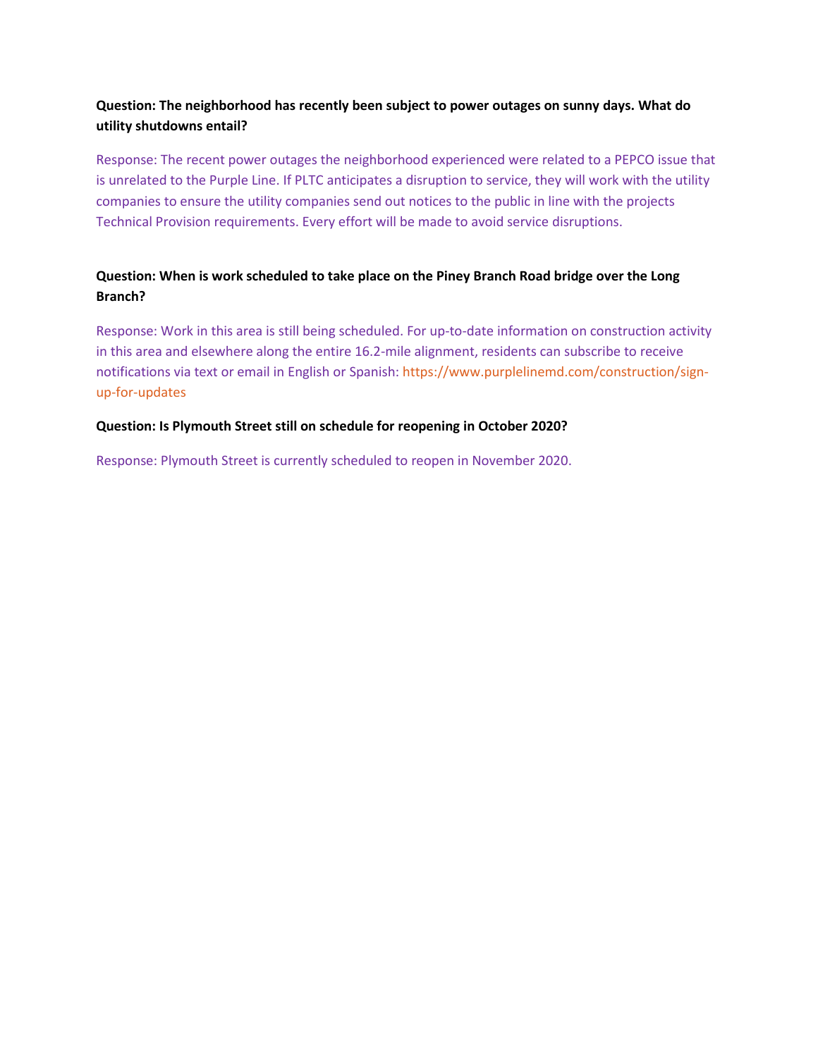**Question: The neighborhood has recently been subject to power outages on sunny days. What do utility shutdowns entail?**

Response: The recent power outages the neighborhood experienced were related to a PEPCO issue that is unrelated to the Purple Line. If PLTC anticipates a disruption to service, they will work with the utility companies to ensure the utility companies send out notices to the public in line with the projects Technical Provision requirements. Every effort will be made to avoid service disruptions.

**Question: When is work scheduled to take place on the Piney Branch Road bridge over the Long Branch?**

Response: Work in this area is still being scheduled. For up-to-date information on construction activity in this area and elsewhere along the entire 16.2-mile alignment, residents can subscribe to receive notifications via text or email in English or Spanish: https://www.purplelinemd.com/construction/sign-up-for-updates

**Question: Is Plymouth Street still on schedule for reopening in October 2020?**

Response: Plymouth Street is currently scheduled to reopen in November 2020.